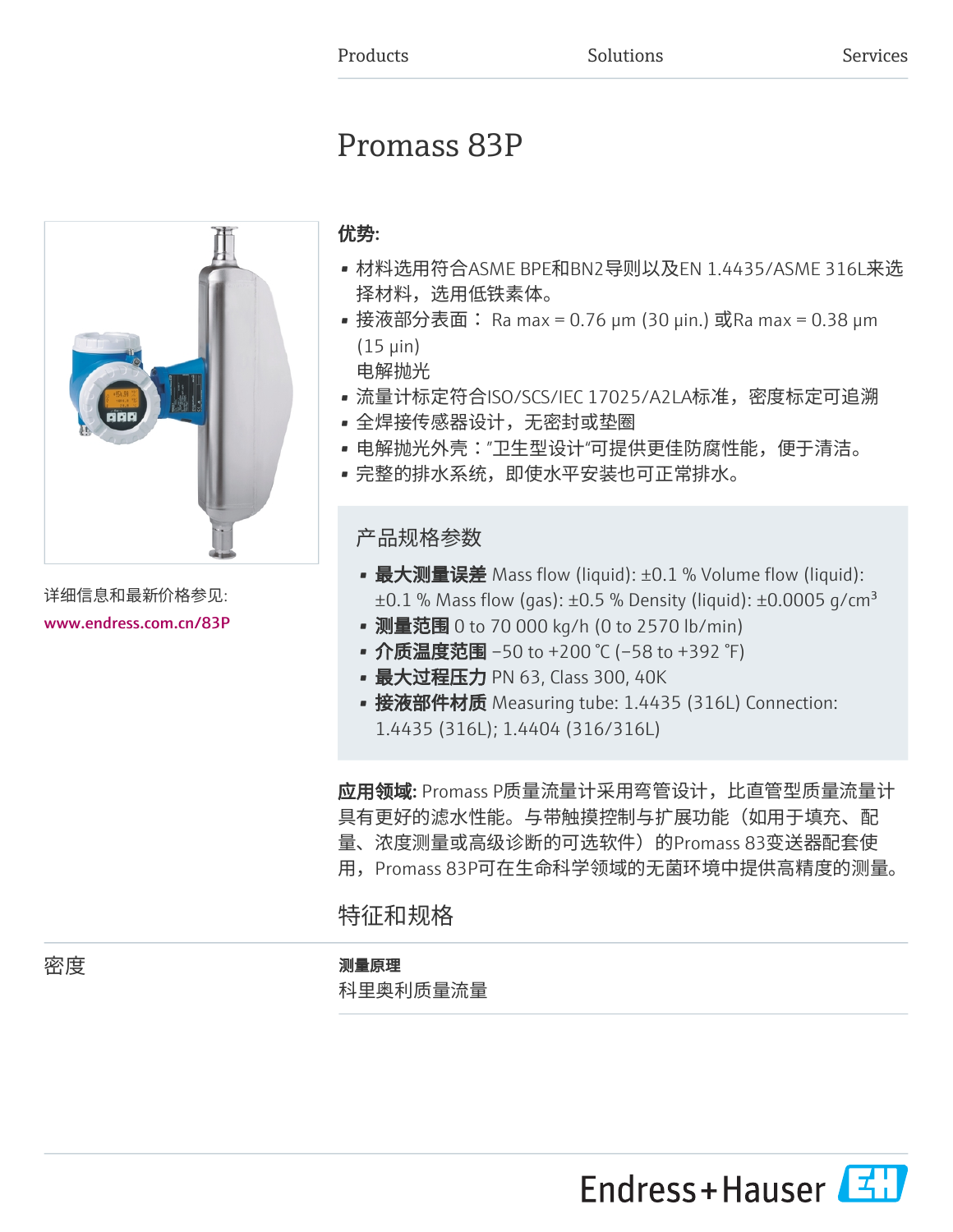Products Solutions Services

# Promass 83P

详细信息和最新价格参见:
www.endress.com.cn/83P

**优势:**

- 材料选用符合ASME BPE和BN2导则以及EN 1.4435/ASME 316L来选择材料，选用低铁素体。
- 接液部分表面： Ra max = 0.76 µm (30 µin.) 或Ra max = 0.38 µm (15 µin)
  电解抛光
- 流量计标定符合ISO/SCS/IEC 17025/A2LA标准，密度标定可追溯
- 全焊接传感器设计，无密封或垫圈
- 电解抛光外壳："卫生型设计"可提供更佳防腐性能，便于清洁。
- 完整的排水系统，即使水平安装也可正常排水。

## 产品规格参数

- **最大测量误差** Mass flow (liquid): ±0.1 % Volume flow (liquid): ±0.1 % Mass flow (gas): ±0.5 % Density (liquid): ±0.0005 g/cm³
- **测量范围** 0 to 70 000 kg/h (0 to 2570 lb/min)
- **介质温度范围** –50 to +200 °C (–58 to +392 °F)
- **最大过程压力** PN 63, Class 300, 40K
- **接液部件材质** Measuring tube: 1.4435 (316L) Connection: 1.4435 (316L); 1.4404 (316/316L)

**应用领域:** Promass P质量流量计采用弯管设计，比直管型质量流量计具有更好的滤水性能。与带触摸控制与扩展功能（如用于填充、配量、浓度测量或高级诊断的可选软件）的Promass 83变送器配套使用，Promass 83P可在生命科学领域的无菌环境中提供高精度的测量。

## 特征和规格

### 密度

**测量原理**
科里奥利质量流量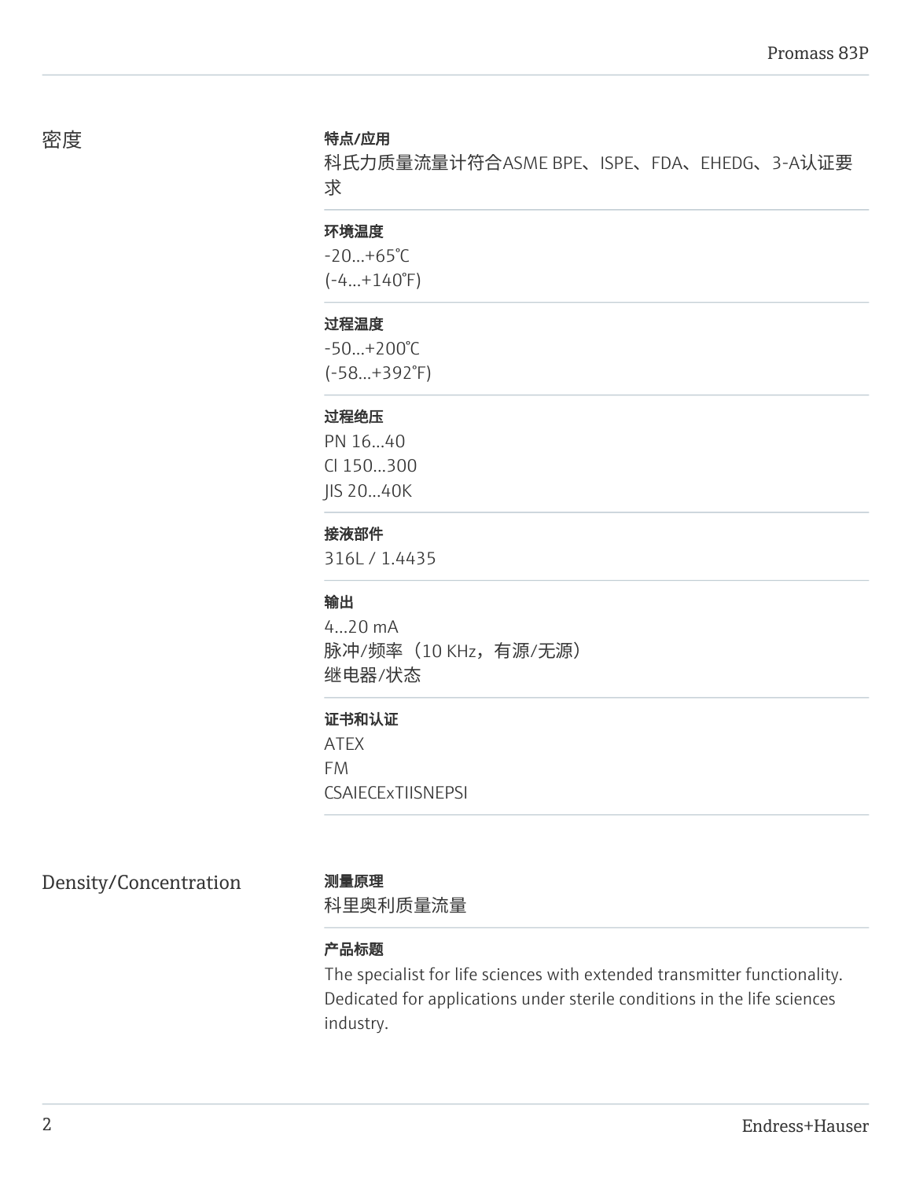## 密度

**特点/应用**

科氏力质量流量计符合ASME BPE、ISPE、FDA、EHEDG、3-A认证要求

**环境温度**

-20...+65℃
(-4...+140℉)

**过程温度**

-50...+200℃
(-58...+392℉)

**过程绝压**

PN 16...40
Cl 150...300
JIS 20...40K

**接液部件**

316L / 1.4435

**输出**

4...20 mA
脉冲/频率（10 KHz，有源/无源）
继电器/状态

**证书和认证**

ATEX
FM
CSAIECExTIISNEPSI

## Density/Concentration

**测量原理**

科里奥利质量流量

**产品标题**

The specialist for life sciences with extended transmitter functionality. Dedicated for applications under sterile conditions in the life sciences industry.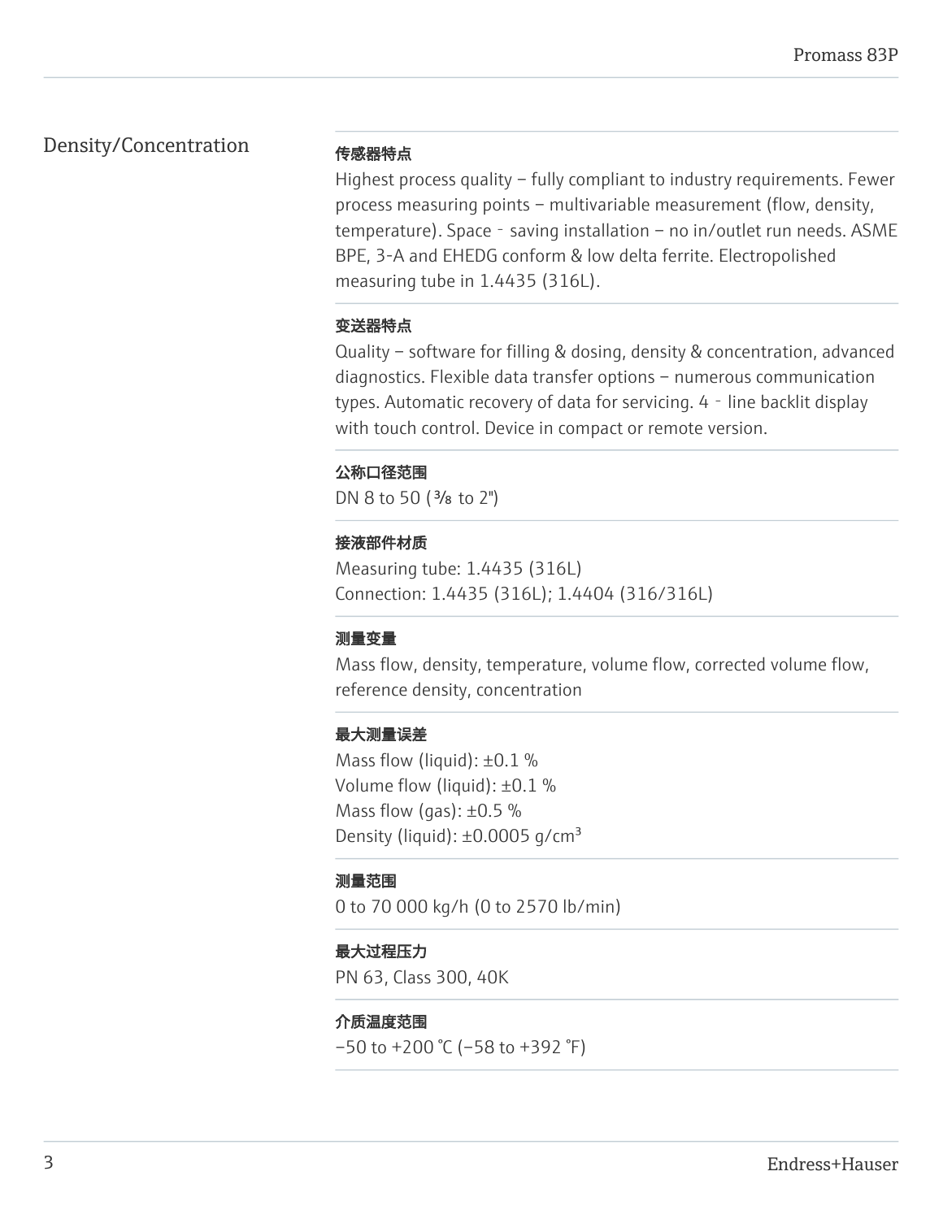## Density/Concentration

**传感器特点**

Highest process quality – fully compliant to industry requirements. Fewer process measuring points – multivariable measurement (flow, density, temperature). Space‐saving installation – no in/outlet run needs. ASME BPE, 3-A and EHEDG conform & low delta ferrite. Electropolished measuring tube in 1.4435 (316L).

**变送器特点**

Quality – software for filling & dosing, density & concentration, advanced diagnostics. Flexible data transfer options – numerous communication types. Automatic recovery of data for servicing. 4‐line backlit display with touch control. Device in compact or remote version.

**公称口径范围**

DN 8 to 50 (⅜ to 2")

**接液部件材质**

Measuring tube: 1.4435 (316L)
Connection: 1.4435 (316L); 1.4404 (316/316L)

**测量变量**

Mass flow, density, temperature, volume flow, corrected volume flow, reference density, concentration

**最大测量误差**

Mass flow (liquid): ±0.1 %
Volume flow (liquid): ±0.1 %
Mass flow (gas): ±0.5 %
Density (liquid): ±0.0005 g/cm³

**测量范围**

0 to 70 000 kg/h (0 to 2570 lb/min)

**最大过程压力**

PN 63, Class 300, 40K

**介质温度范围**

–50 to +200 °C (–58 to +392 °F)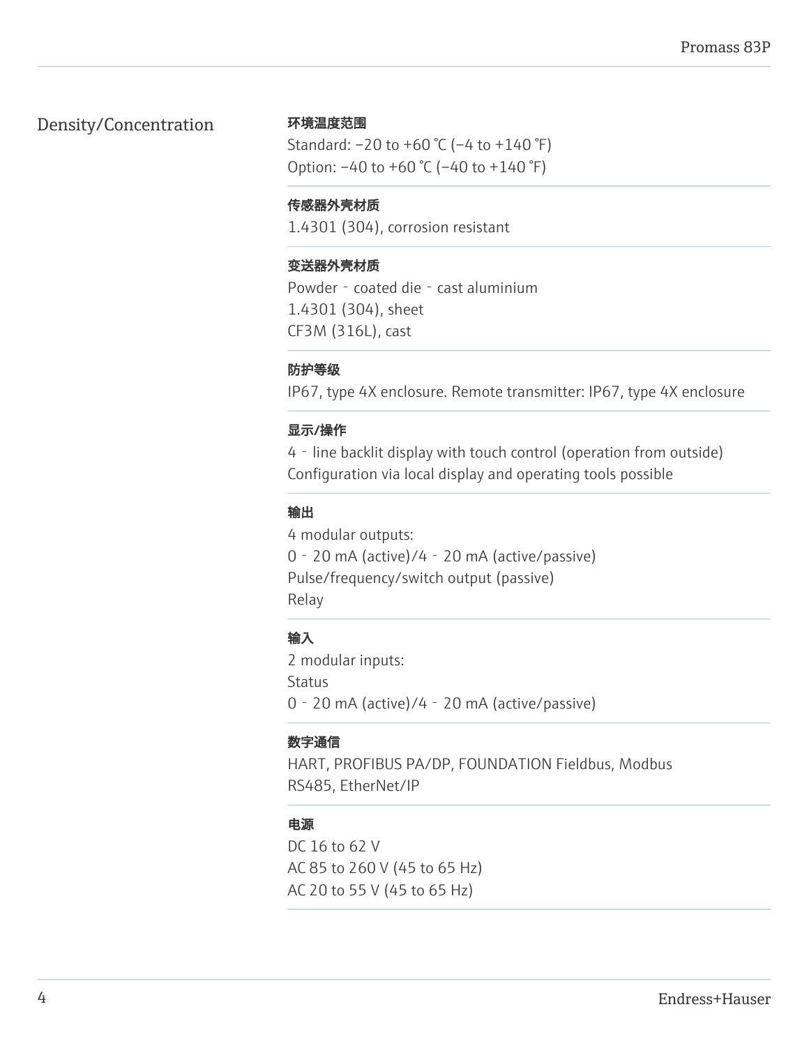## Density/Concentration

**环境温度范围**

Standard: −20 to +60 °C (−4 to +140 °F)
Option: −40 to +60 °C (−40 to +140 °F)

**传感器外壳材质**

1.4301 (304), corrosion resistant

**变送器外壳材质**

Powder‑coated die‑cast aluminium
1.4301 (304), sheet
CF3M (316L), cast

**防护等级**

IP67, type 4X enclosure. Remote transmitter: IP67, type 4X enclosure

**显示/操作**

4‑line backlit display with touch control (operation from outside)
Configuration via local display and operating tools possible

**输出**

4 modular outputs:
0‑20 mA (active)/4‑20 mA (active/passive)
Pulse/frequency/switch output (passive)
Relay

**输入**

2 modular inputs:
Status
0‑20 mA (active)/4‑20 mA (active/passive)

**数字通信**

HART, PROFIBUS PA/DP, FOUNDATION Fieldbus, Modbus RS485, EtherNet/IP

**电源**

DC 16 to 62 V
AC 85 to 260 V (45 to 65 Hz)
AC 20 to 55 V (45 to 65 Hz)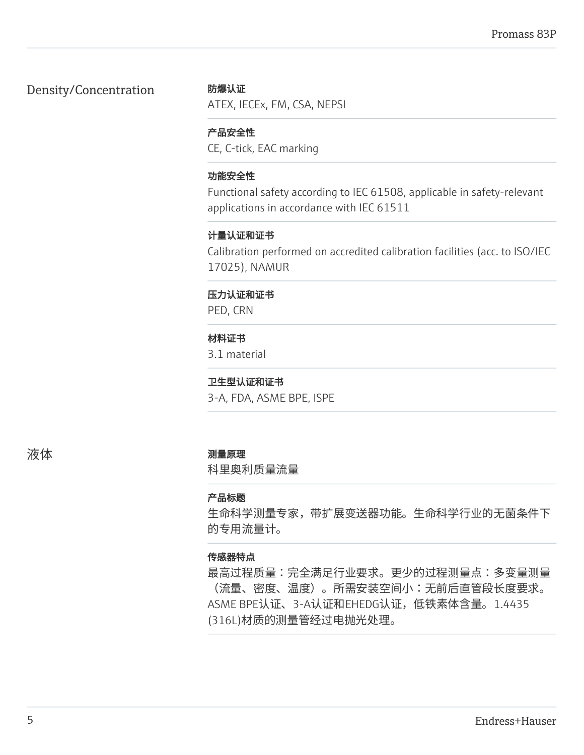## Density/Concentration

**防爆认证**

ATEX, IECEx, FM, CSA, NEPSI

**产品安全性**

CE, C-tick, EAC marking

**功能安全性**

Functional safety according to IEC 61508, applicable in safety-relevant applications in accordance with IEC 61511

**计量认证和证书**

Calibration performed on accredited calibration facilities (acc. to ISO/IEC 17025), NAMUR

**压力认证和证书**

PED, CRN

**材料证书**

3.1 material

**卫生型认证和证书**

3-A, FDA, ASME BPE, ISPE

## 液体

**测量原理**

科里奥利质量流量

**产品标题**

生命科学测量专家，带扩展变送器功能。生命科学行业的无菌条件下的专用流量计。

**传感器特点**

最高过程质量：完全满足行业要求。更少的过程测量点：多变量测量（流量、密度、温度）。所需安装空间小：无前后直管段长度要求。ASME BPE认证、3-A认证和EHEDG认证，低铁素体含量。1.4435 (316L)材质的测量管经过电抛光处理。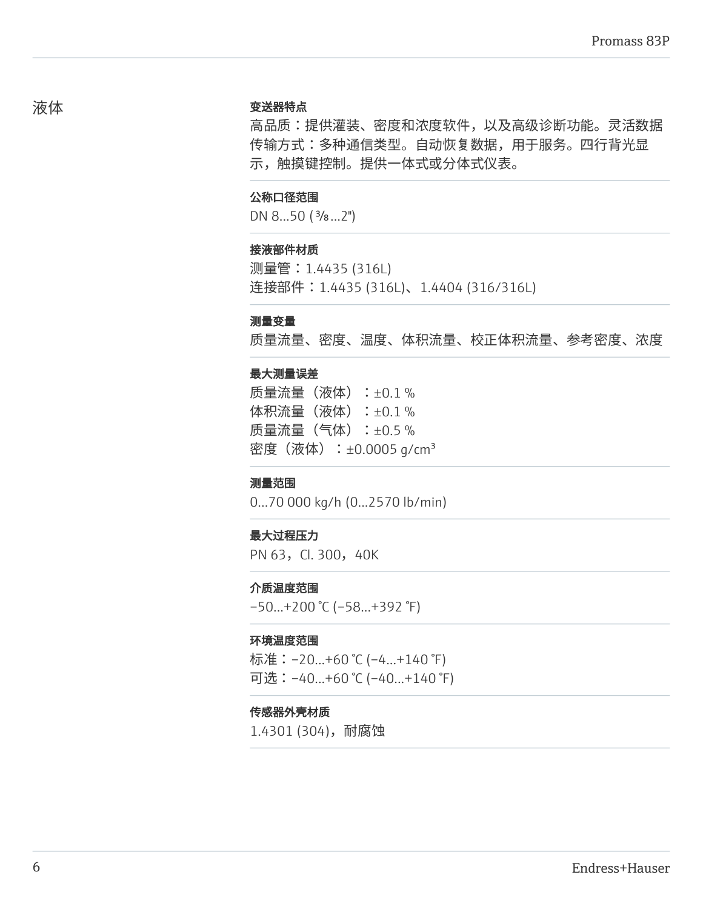## 液体

**变送器特点**

高品质：提供灌装、密度和浓度软件，以及高级诊断功能。灵活数据传输方式：多种通信类型。自动恢复数据，用于服务。四行背光显示，触摸键控制。提供一体式或分体式仪表。

**公称口径范围**

DN 8...50 (⅜...2")

**接液部件材质**

测量管：1.4435 (316L)
连接部件：1.4435 (316L)、1.4404 (316/316L)

**测量变量**

质量流量、密度、温度、体积流量、校正体积流量、参考密度、浓度

**最大测量误差**

质量流量（液体）：±0.1 %
体积流量（液体）：±0.1 %
质量流量（气体）：±0.5 %
密度（液体）：±0.0005 g/cm³

**测量范围**

0...70 000 kg/h (0...2570 lb/min)

**最大过程压力**

PN 63，Cl. 300，40K

**介质温度范围**

–50...+200 °C (–58...+392 °F)

**环境温度范围**

标准：–20...+60 °C (–4...+140 °F)
可选：–40...+60 °C (–40...+140 °F)

**传感器外壳材质**

1.4301 (304)，耐腐蚀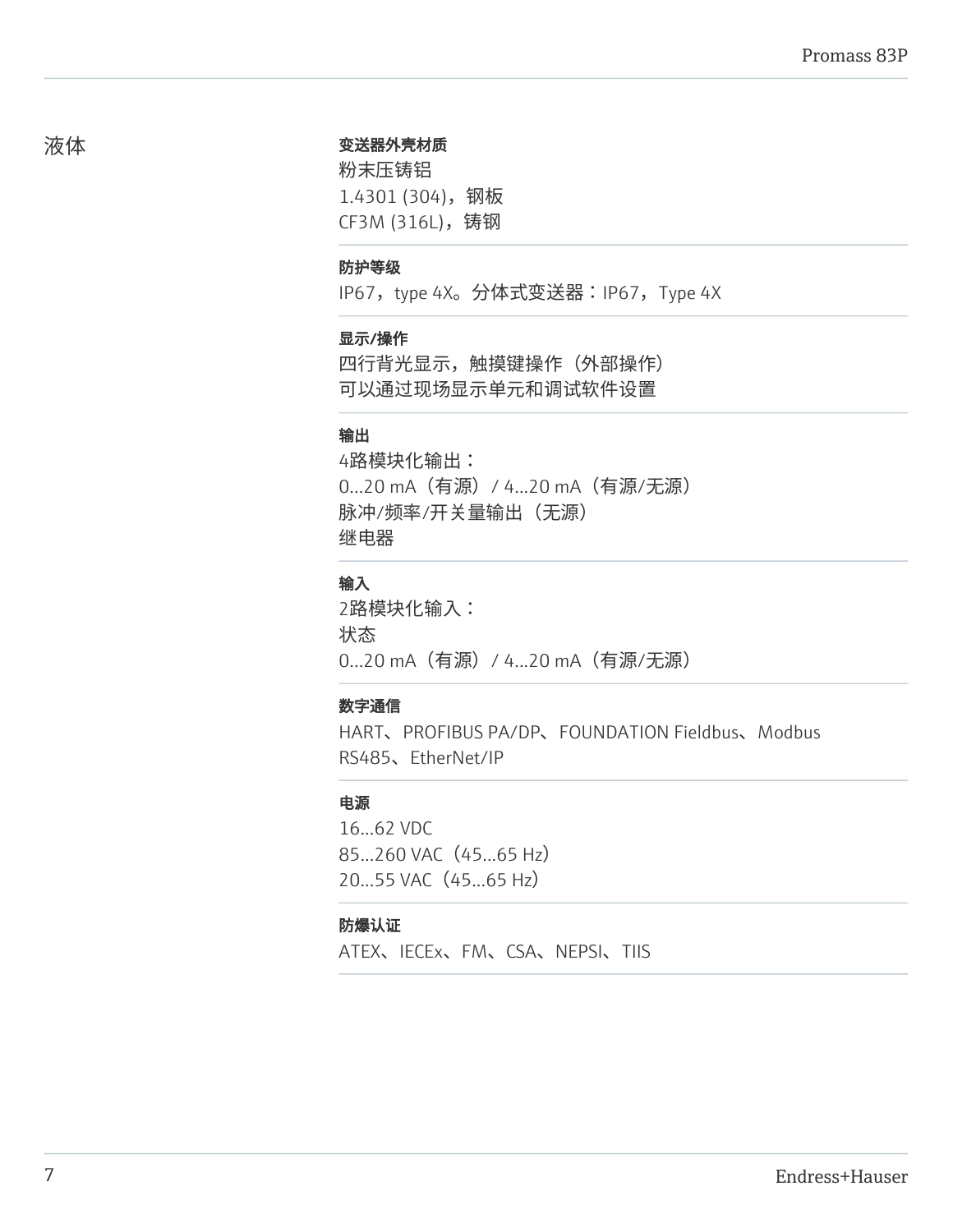## 液体

### 变送器外壳材质

粉末压铸铝
1.4301 (304)，钢板
CF3M (316L)，铸钢

### 防护等级

IP67，type 4X。分体式变送器：IP67，Type 4X

### 显示/操作

四行背光显示，触摸键操作（外部操作）
可以通过现场显示单元和调试软件设置

### 输出

4路模块化输出：
0...20 mA（有源）/ 4...20 mA（有源/无源）
脉冲/频率/开关量输出（无源）
继电器

### 输入

2路模块化输入：
状态
0...20 mA（有源）/ 4...20 mA（有源/无源）

### 数字通信

HART、PROFIBUS PA/DP、FOUNDATION Fieldbus、Modbus RS485、EtherNet/IP

### 电源

16...62 VDC
85...260 VAC（45...65 Hz）
20...55 VAC（45...65 Hz）

### 防爆认证

ATEX、IECEx、FM、CSA、NEPSI、TIIS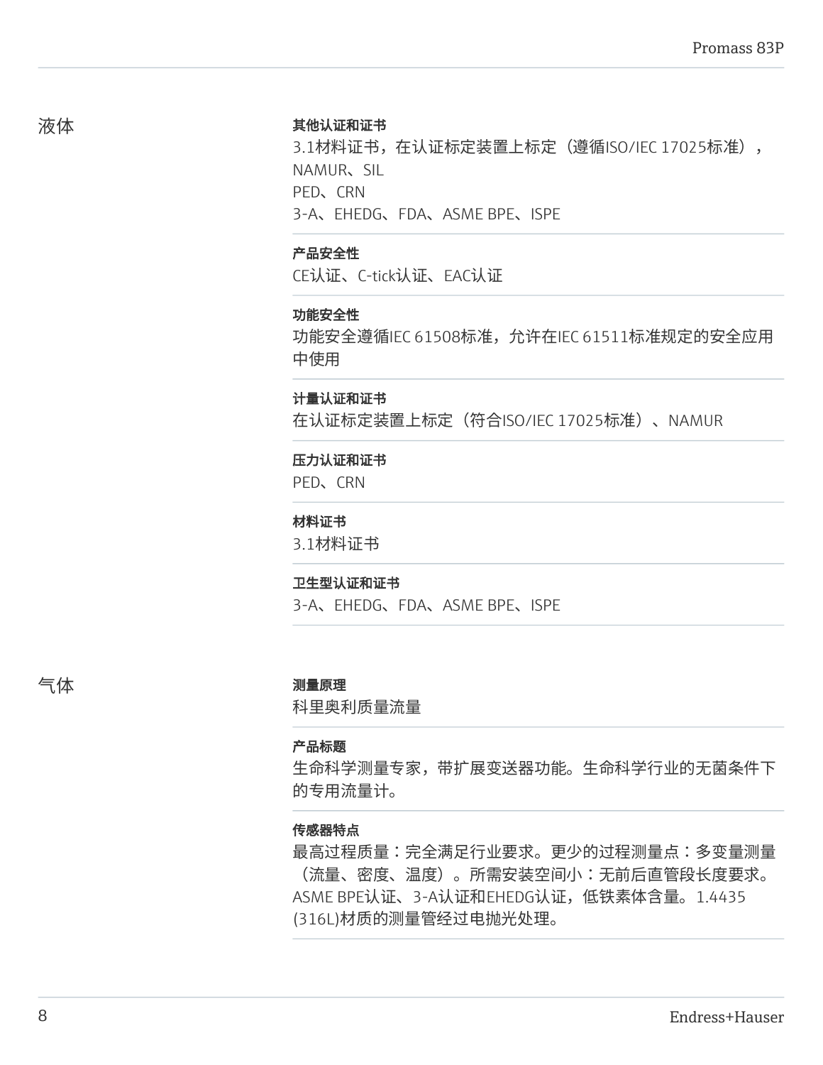## 液体

**其他认证和证书**

3.1材料证书，在认证标定装置上标定（遵循ISO/IEC 17025标准），
NAMUR、SIL
PED、CRN
3-A、EHEDG、FDA、ASME BPE、ISPE

**产品安全性**

CE认证、C-tick认证、EAC认证

**功能安全性**

功能安全遵循IEC 61508标准，允许在IEC 61511标准规定的安全应用中使用

**计量认证和证书**

在认证标定装置上标定（符合ISO/IEC 17025标准）、NAMUR

**压力认证和证书**

PED、CRN

**材料证书**

3.1材料证书

**卫生型认证和证书**

3-A、EHEDG、FDA、ASME BPE、ISPE

## 气体

**测量原理**

科里奥利质量流量

**产品标题**

生命科学测量专家，带扩展变送器功能。生命科学行业的无菌条件下的专用流量计。

**传感器特点**

最高过程质量：完全满足行业要求。更少的过程测量点：多变量测量（流量、密度、温度）。所需安装空间小：无前后直管段长度要求。ASME BPE认证、3-A认证和EHEDG认证，低铁素体含量。1.4435 (316L)材质的测量管经过电抛光处理。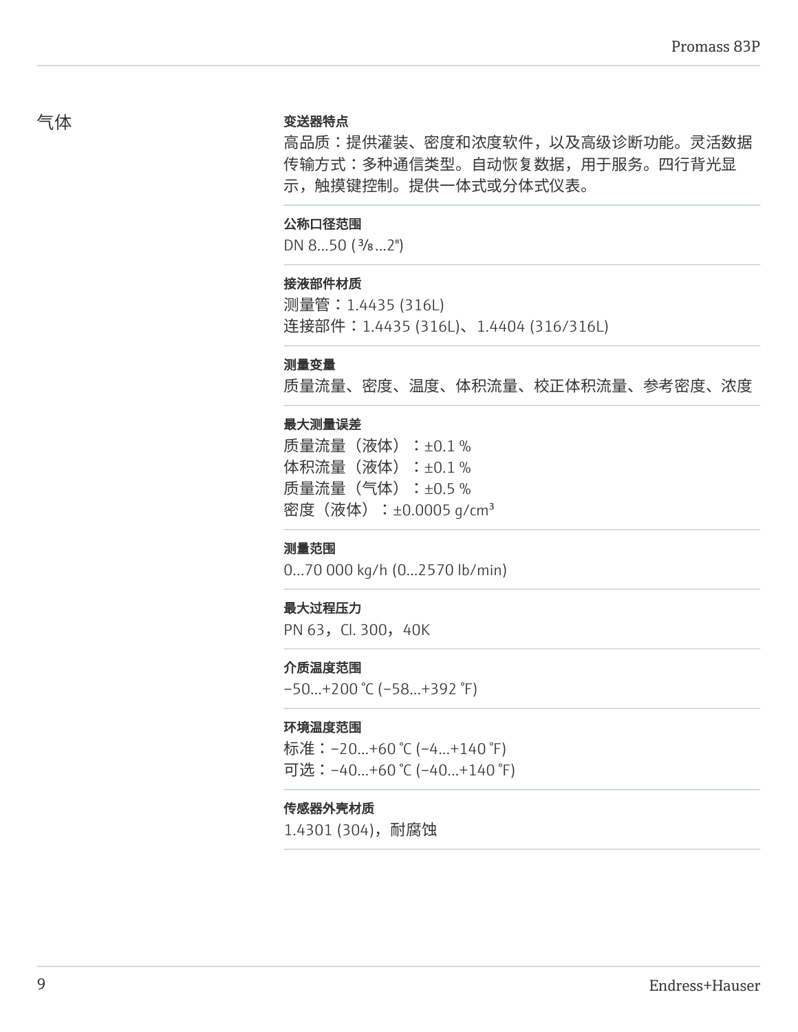# 气体

**变送器特点**

高品质：提供灌装、密度和浓度软件，以及高级诊断功能。灵活数据传输方式：多种通信类型。自动恢复数据，用于服务。四行背光显示，触摸键控制。提供一体式或分体式仪表。

**公称口径范围**

DN 8...50 (⅜...2")

**接液部件材质**

测量管：1.4435 (316L)
连接部件：1.4435 (316L)、1.4404 (316/316L)

**测量变量**

质量流量、密度、温度、体积流量、校正体积流量、参考密度、浓度

**最大测量误差**

质量流量（液体）：±0.1 %
体积流量（液体）：±0.1 %
质量流量（气体）：±0.5 %
密度（液体）：±0.0005 g/cm³

**测量范围**

0...70 000 kg/h (0...2570 lb/min)

**最大过程压力**

PN 63，Cl. 300，40K

**介质温度范围**

–50...+200 °C (–58...+392 °F)

**环境温度范围**

标准：–20...+60 °C (–4...+140 °F)
可选：–40...+60 °C (–40...+140 °F)

**传感器外壳材质**

1.4301 (304)，耐腐蚀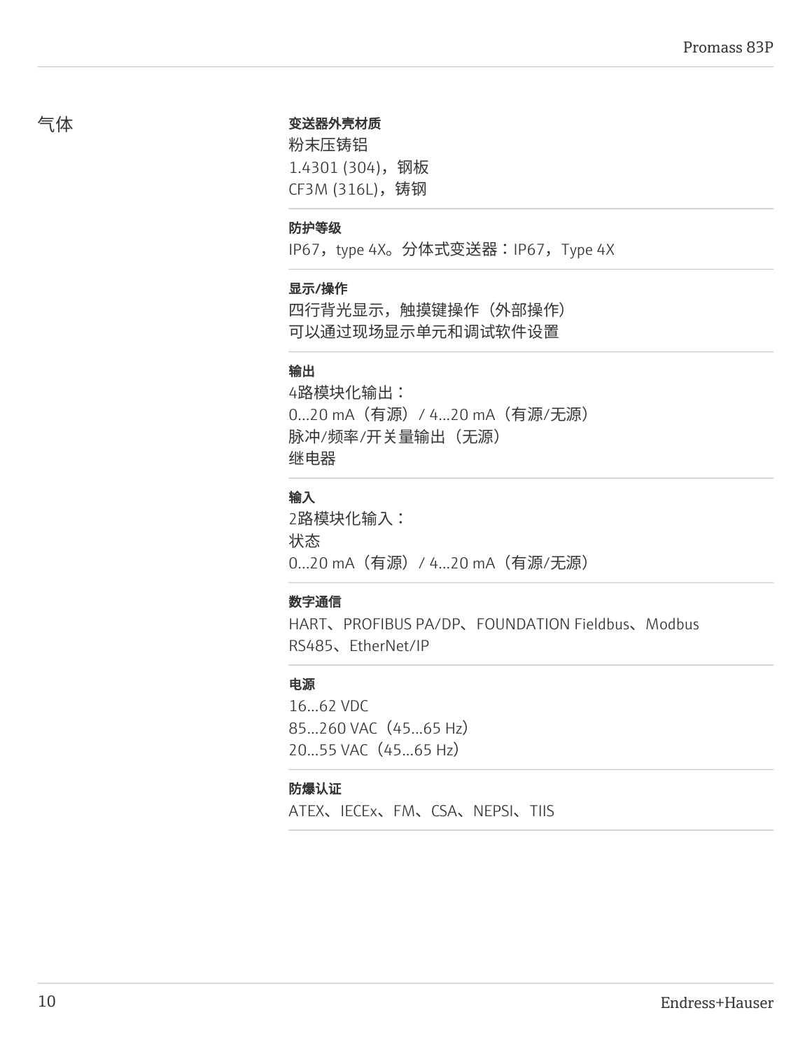气体

**变送器外壳材质**

粉末压铸铝
1.4301 (304)，钢板
CF3M (316L)，铸钢

**防护等级**

IP67，type 4X。分体式变送器：IP67，Type 4X

**显示/操作**

四行背光显示，触摸键操作（外部操作）
可以通过现场显示单元和调试软件设置

**输出**

4路模块化输出：
0...20 mA（有源）/ 4...20 mA（有源/无源）
脉冲/频率/开关量输出（无源）
继电器

**输入**

2路模块化输入：
状态
0...20 mA（有源）/ 4...20 mA（有源/无源）

**数字通信**

HART、PROFIBUS PA/DP、FOUNDATION Fieldbus、Modbus RS485、EtherNet/IP

**电源**

16...62 VDC
85...260 VAC（45...65 Hz）
20...55 VAC（45...65 Hz）

**防爆认证**

ATEX、IECEx、FM、CSA、NEPSI、TIIS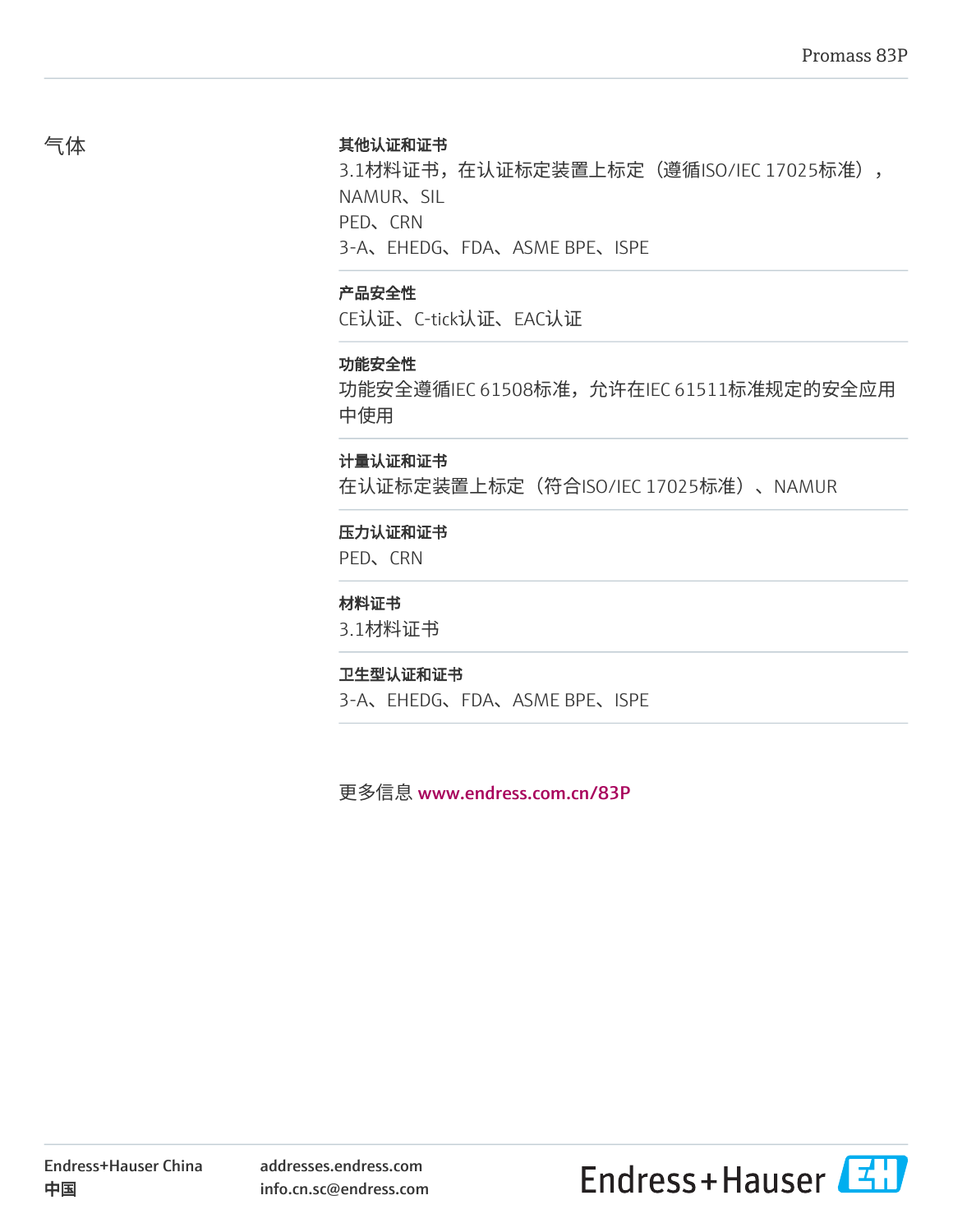## 气体

**其他认证和证书**

3.1材料证书，在认证标定装置上标定（遵循ISO/IEC 17025标准），
NAMUR、SIL
PED、CRN
3-A、EHEDG、FDA、ASME BPE、ISPE

**产品安全性**

CE认证、C-tick认证、EAC认证

**功能安全性**

功能安全遵循IEC 61508标准，允许在IEC 61511标准规定的安全应用中使用

**计量认证和证书**

在认证标定装置上标定（符合ISO/IEC 17025标准）、NAMUR

**压力认证和证书**

PED、CRN

**材料证书**

3.1材料证书

**卫生型认证和证书**

3-A、EHEDG、FDA、ASME BPE、ISPE

更多信息 www.endress.com.cn/83P

Endress+Hauser China
中国

addresses.endress.com
info.cn.sc@endress.com

Endress+Hauser